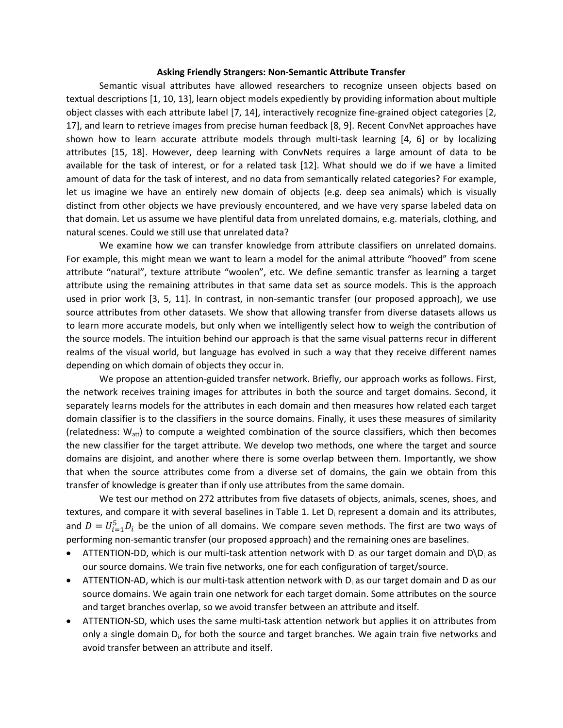# Asking Friendly Strangers: Non-Semantic Attribute Transfer

Semantic visual attributes have allowed researchers to recognize unseen objects based on textual descriptions [1, 10, 13], learn object models expediently by providing information about multiple object classes with each attribute label [7, 14], interactively recognize fine-grained object categories [2, 17], and learn to retrieve images from precise human feedback [8, 9]. Recent ConvNet approaches have shown how to learn accurate attribute models through multi-task learning [4, 6] or by localizing attributes [15, 18]. However, deep learning with ConvNets requires a large amount of data to be available for the task of interest, or for a related task [12]. What should we do if we have a limited amount of data for the task of interest, and no data from semantically related categories? For example, let us imagine we have an entirely new domain of objects (e.g. deep sea animals) which is visually distinct from other objects we have previously encountered, and we have very sparse labeled data on that domain. Let us assume we have plentiful data from unrelated domains, e.g. materials, clothing, and natural scenes. Could we still use that unrelated data?

We examine how we can transfer knowledge from attribute classifiers on unrelated domains. For example, this might mean we want to learn a model for the animal attribute "hooved" from scene attribute "natural", texture attribute "woolen", etc. We define semantic transfer as learning a target attribute using the remaining attributes in that same data set as source models. This is the approach used in prior work [3, 5, 11]. In contrast, in non-semantic transfer (our proposed approach), we use source attributes from other datasets. We show that allowing transfer from diverse datasets allows us to learn more accurate models, but only when we intelligently select how to weigh the contribution of the source models. The intuition behind our approach is that the same visual patterns recur in different realms of the visual world, but language has evolved in such a way that they receive different names depending on which domain of objects they occur in.

We propose an attention-guided transfer network. Briefly, our approach works as follows. First, the network receives training images for attributes in both the source and target domains. Second, it separately learns models for the attributes in each domain and then measures how related each target domain classifier is to the classifiers in the source domains. Finally, it uses these measures of similarity (relatedness: $W_{att}$) to compute a weighted combination of the source classifiers, which then becomes the new classifier for the target attribute. We develop two methods, one where the target and source domains are disjoint, and another where there is some overlap between them. Importantly, we show that when the source attributes come from a diverse set of domains, the gain we obtain from this transfer of knowledge is greater than if only use attributes from the same domain.

We test our method on 272 attributes from five datasets of objects, animals, scenes, shoes, and textures, and compare it with several baselines in Table 1. Let $D_i$ represent a domain and its attributes, and $D = U_{i=1}^{5} D_i$ be the union of all domains. We compare seven methods. The first are two ways of performing non-semantic transfer (our proposed approach) and the remaining ones are baselines.

- ATTENTION-DD, which is our multi-task attention network with $D_i$ as our target domain and $D \backslash D_i$ as our source domains. We train five networks, one for each configuration of target/source.
- ATTENTION-AD, which is our multi-task attention network with $D_i$ as our target domain and D as our source domains. We again train one network for each target domain. Some attributes on the source and target branches overlap, so we avoid transfer between an attribute and itself.
- ATTENTION-SD, which uses the same multi-task attention network but applies it on attributes from only a single domain $D_i$, for both the source and target branches. We again train five networks and avoid transfer between an attribute and itself.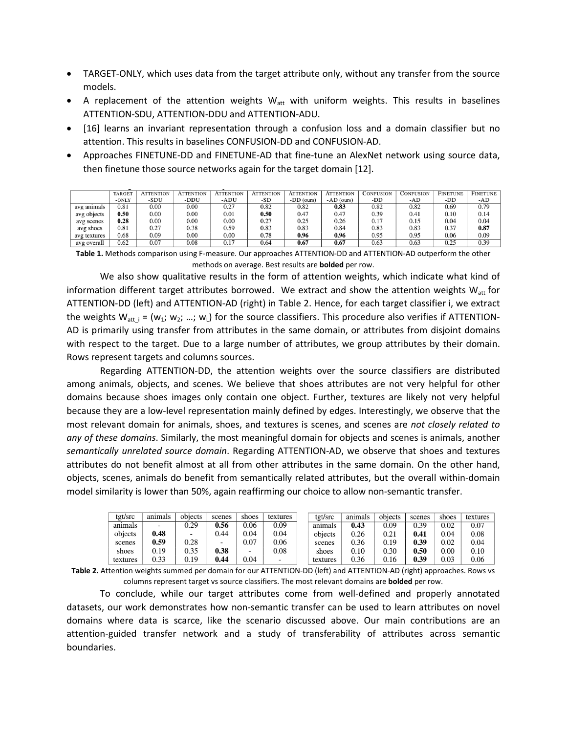- TARGET-ONLY, which uses data from the target attribute only, without any transfer from the source models.
- A replacement of the attention weights $W_{att}$ with uniform weights. This results in baselines ATTENTION-SDU, ATTENTION-DDU and ATTENTION-ADU.
- [16] learns an invariant representation through a confusion loss and a domain classifier but no attention. This results in baselines CONFUSION-DD and CONFUSION-AD.
- Approaches FINETUNE-DD and FINETUNE-AD that fine-tune an AlexNet network using source data, then finetune those source networks again for the target domain [12].

| | TARGET -ONLY | ATTENTION -SDU | ATTENTION -DDU | ATTENTION -ADU | ATTENTION -SD | ATTENTION -DD (ours) | ATTENTION -AD (ours) | CONFUSION -DD | CONFUSION -AD | FINETUNE -DD | FINETUNE -AD |
|---|---|---|---|---|---|---|---|---|---|---|---|
| avg animals | 0.81 | 0.00 | 0.00 | 0.27 | 0.82 | 0.82 | **0.83** | 0.82 | 0.82 | 0.69 | 0.79 |
| avg objects | **0.50** | 0.00 | 0.00 | 0.01 | **0.50** | 0.47 | 0.47 | 0.39 | 0.41 | 0.10 | 0.14 |
| avg scenes | **0.28** | 0.00 | 0.00 | 0.00 | 0.27 | 0.25 | 0.26 | 0.17 | 0.15 | 0.04 | 0.04 |
| avg shoes | 0.81 | 0.27 | 0.38 | 0.59 | 0.83 | 0.83 | 0.84 | 0.83 | 0.83 | 0.37 | **0.87** |
| avg textures | 0.68 | 0.09 | 0.00 | 0.00 | 0.78 | **0.96** | **0.96** | 0.95 | 0.95 | 0.06 | 0.09 |
| avg overall | 0.62 | 0.07 | 0.08 | 0.17 | 0.64 | **0.67** | **0.67** | 0.63 | 0.63 | 0.25 | 0.39 |

**Table 1.** Methods comparison using F-measure. Our approaches ATTENTION-DD and ATTENTION-AD outperform the other methods on average. Best results are **bolded** per row.

We also show qualitative results in the form of attention weights, which indicate what kind of information different target attributes borrowed. We extract and show the attention weights $W_{att}$ for ATTENTION-DD (left) and ATTENTION-AD (right) in Table 2. Hence, for each target classifier i, we extract the weights $W_{att\_i} = (w_1; w_2; \ldots; w_L)$ for the source classifiers. This procedure also verifies if ATTENTION-AD is primarily using transfer from attributes in the same domain, or attributes from disjoint domains with respect to the target. Due to a large number of attributes, we group attributes by their domain. Rows represent targets and columns sources.

Regarding ATTENTION-DD, the attention weights over the source classifiers are distributed among animals, objects, and scenes. We believe that shoes attributes are not very helpful for other domains because shoes images only contain one object. Further, textures are likely not very helpful because they are a low-level representation mainly defined by edges. Interestingly, we observe that the most relevant domain for animals, shoes, and textures is scenes, and scenes are *not closely related to any of these domains*. Similarly, the most meaningful domain for objects and scenes is animals, another *semantically unrelated source domain*. Regarding ATTENTION-AD, we observe that shoes and textures attributes do not benefit almost at all from other attributes in the same domain. On the other hand, objects, scenes, animals do benefit from semantically related attributes, but the overall within-domain model similarity is lower than 50%, again reaffirming our choice to allow non-semantic transfer.

| tgt/src | animals | objects | scenes | shoes | textures |
|---|---|---|---|---|---|
| animals | - | 0.29 | **0.56** | 0.06 | 0.09 |
| objects | **0.48** | - | 0.44 | 0.04 | 0.04 |
| scenes | **0.59** | 0.28 | - | 0.07 | 0.06 |
| shoes | 0.19 | 0.35 | **0.38** | - | 0.08 |
| textures | 0.33 | 0.19 | **0.44** | 0.04 | - |

| tgt/src | animals | objects | scenes | shoes | textures |
|---|---|---|---|---|---|
| animals | **0.43** | 0.09 | 0.39 | 0.02 | 0.07 |
| objects | 0.26 | 0.21 | **0.41** | 0.04 | 0.08 |
| scenes | 0.36 | 0.19 | **0.39** | 0.02 | 0.04 |
| shoes | 0.10 | 0.30 | **0.50** | 0.00 | 0.10 |
| textures | 0.36 | 0.16 | **0.39** | 0.03 | 0.06 |

**Table 2.** Attention weights summed per domain for our ATTENTION-DD (left) and ATTENTION-AD (right) approaches. Rows vs columns represent target vs source classifiers. The most relevant domains are **bolded** per row.

To conclude, while our target attributes come from well-defined and properly annotated datasets, our work demonstrates how non-semantic transfer can be used to learn attributes on novel domains where data is scarce, like the scenario discussed above. Our main contributions are an attention-guided transfer network and a study of transferability of attributes across semantic boundaries.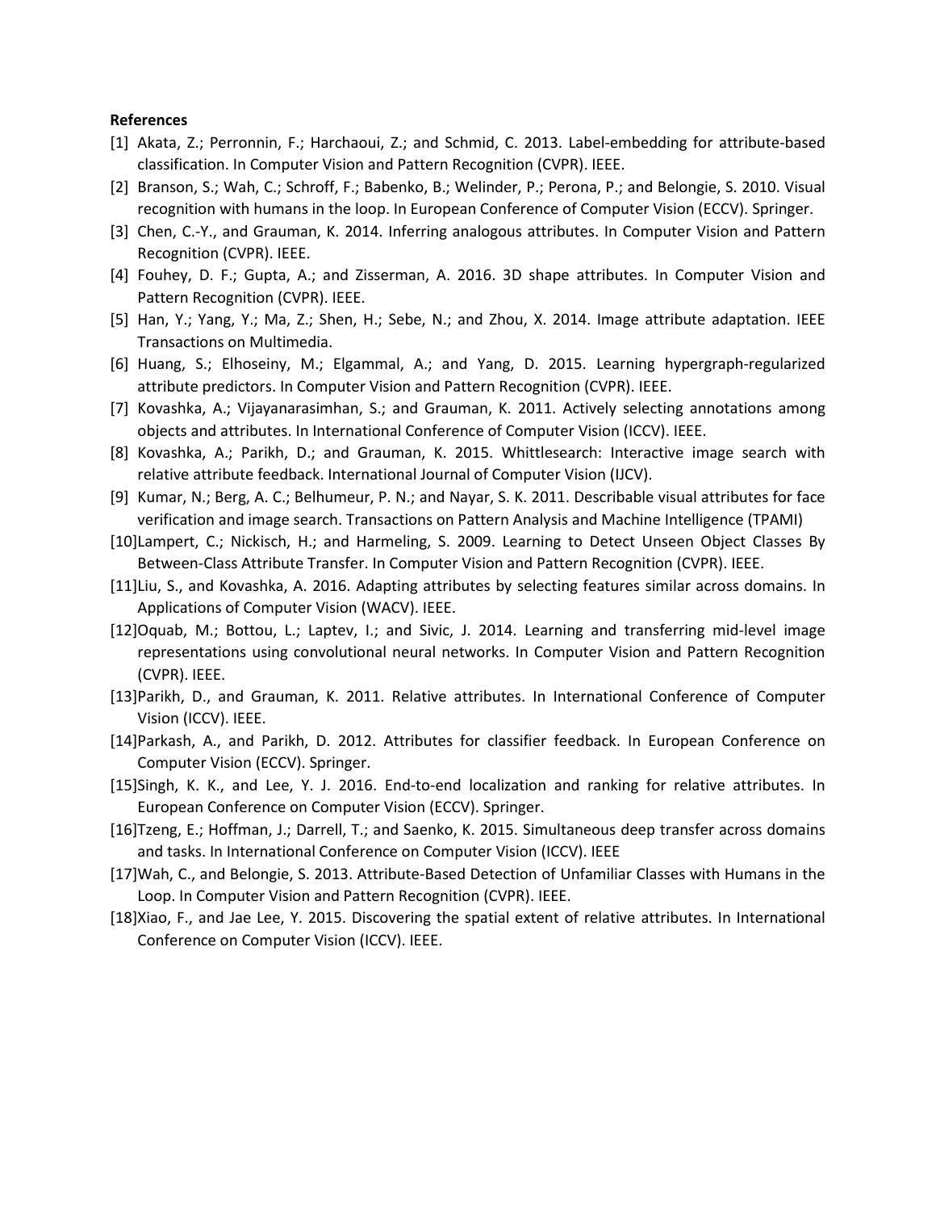**References**

[1] Akata, Z.; Perronnin, F.; Harchaoui, Z.; and Schmid, C. 2013. Label-embedding for attribute-based classification. In Computer Vision and Pattern Recognition (CVPR). IEEE.

[2] Branson, S.; Wah, C.; Schroff, F.; Babenko, B.; Welinder, P.; Perona, P.; and Belongie, S. 2010. Visual recognition with humans in the loop. In European Conference of Computer Vision (ECCV). Springer.

[3] Chen, C.-Y., and Grauman, K. 2014. Inferring analogous attributes. In Computer Vision and Pattern Recognition (CVPR). IEEE.

[4] Fouhey, D. F.; Gupta, A.; and Zisserman, A. 2016. 3D shape attributes. In Computer Vision and Pattern Recognition (CVPR). IEEE.

[5] Han, Y.; Yang, Y.; Ma, Z.; Shen, H.; Sebe, N.; and Zhou, X. 2014. Image attribute adaptation. IEEE Transactions on Multimedia.

[6] Huang, S.; Elhoseiny, M.; Elgammal, A.; and Yang, D. 2015. Learning hypergraph-regularized attribute predictors. In Computer Vision and Pattern Recognition (CVPR). IEEE.

[7] Kovashka, A.; Vijayanarasimhan, S.; and Grauman, K. 2011. Actively selecting annotations among objects and attributes. In International Conference of Computer Vision (ICCV). IEEE.

[8] Kovashka, A.; Parikh, D.; and Grauman, K. 2015. Whittlesearch: Interactive image search with relative attribute feedback. International Journal of Computer Vision (IJCV).

[9] Kumar, N.; Berg, A. C.; Belhumeur, P. N.; and Nayar, S. K. 2011. Describable visual attributes for face verification and image search. Transactions on Pattern Analysis and Machine Intelligence (TPAMI)

[10] Lampert, C.; Nickisch, H.; and Harmeling, S. 2009. Learning to Detect Unseen Object Classes By Between-Class Attribute Transfer. In Computer Vision and Pattern Recognition (CVPR). IEEE.

[11] Liu, S., and Kovashka, A. 2016. Adapting attributes by selecting features similar across domains. In Applications of Computer Vision (WACV). IEEE.

[12] Oquab, M.; Bottou, L.; Laptev, I.; and Sivic, J. 2014. Learning and transferring mid-level image representations using convolutional neural networks. In Computer Vision and Pattern Recognition (CVPR). IEEE.

[13] Parikh, D., and Grauman, K. 2011. Relative attributes. In International Conference of Computer Vision (ICCV). IEEE.

[14] Parkash, A., and Parikh, D. 2012. Attributes for classifier feedback. In European Conference on Computer Vision (ECCV). Springer.

[15] Singh, K. K., and Lee, Y. J. 2016. End-to-end localization and ranking for relative attributes. In European Conference on Computer Vision (ECCV). Springer.

[16] Tzeng, E.; Hoffman, J.; Darrell, T.; and Saenko, K. 2015. Simultaneous deep transfer across domains and tasks. In International Conference on Computer Vision (ICCV). IEEE

[17] Wah, C., and Belongie, S. 2013. Attribute-Based Detection of Unfamiliar Classes with Humans in the Loop. In Computer Vision and Pattern Recognition (CVPR). IEEE.

[18] Xiao, F., and Jae Lee, Y. 2015. Discovering the spatial extent of relative attributes. In International Conference on Computer Vision (ICCV). IEEE.